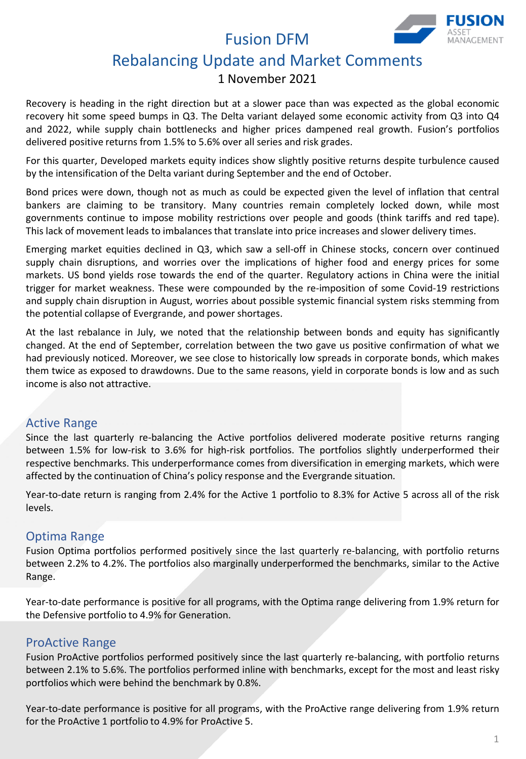# Fusion DFM

## Rebalancing Update and Market Comments

1 November 2021

Recovery is heading in the right direction but at a slower pace than was expected as the global economic recovery hit some speed bumps in Q3. The Delta variant delayed some economic activity from Q3 into Q4 and 2022, while supply chain bottlenecks and higher prices dampened real growth. Fusion's portfolios delivered positive returns from 1.5% to 5.6% over all series and risk grades.

For this quarter, Developed markets equity indices show slightly positive returns despite turbulence caused by the intensification of the Delta variant during September and the end of October.

Bond prices were down, though not as much as could be expected given the level of inflation that central bankers are claiming to be transitory. Many countries remain completely locked down, while most governments continue to impose mobility restrictions over people and goods (think tariffs and red tape). This lack of movement leads to imbalances that translate into price increases and slower delivery times.

Emerging market equities declined in Q3, which saw a sell-off in Chinese stocks, concern over continued supply chain disruptions, and worries over the implications of higher food and energy prices for some markets. US bond yields rose towards the end of the quarter. Regulatory actions in China were the initial trigger for market weakness. These were compounded by the re-imposition of some Covid-19 restrictions and supply chain disruption in August, worries about possible systemic financial system risks stemming from the potential collapse of Evergrande, and power shortages.

At the last rebalance in July, we noted that the relationship between bonds and equity has significantly changed. At the end of September, correlation between the two gave us positive confirmation of what we had previously noticed. Moreover, we see close to historically low spreads in corporate bonds, which makes them twice as exposed to drawdowns. Due to the same reasons, yield in corporate bonds is low and as such income is also not attractive.

### Active Range

Since the last quarterly re-balancing the Active portfolios delivered moderate positive returns ranging between 1.5% for low-risk to 3.6% for high-risk portfolios. The portfolios slightly underperformed their respective benchmarks. This underperformance comes from diversification in emerging markets, which were affected by the continuation of China's policy response and the Evergrande situation.

Year-to-date return is ranging from 2.4% for the Active 1 portfolio to 8.3% for Active 5 across all of the risk levels.

### Optima Range

Fusion Optima portfolios performed positively since the last quarterly re-balancing, with portfolio returns between 2.2% to 4.2%. The portfolios also marginally underperformed the benchmarks, similar to the Active Range.

Year-to-date performance is positive for all programs, with the Optima range delivering from 1.9% return for the Defensive portfolio to 4.9% for Generation.

### ProActive Range

Fusion ProActive portfolios performed positively since the last quarterly re-balancing, with portfolio returns between 2.1% to 5.6%. The portfolios performed inline with benchmarks, except for the most and least risky portfolios which were behind the benchmark by 0.8%.

Year-to-date performance is positive for all programs, with the ProActive range delivering from 1.9% return for the ProActive 1 portfolio to 4.9% for ProActive 5.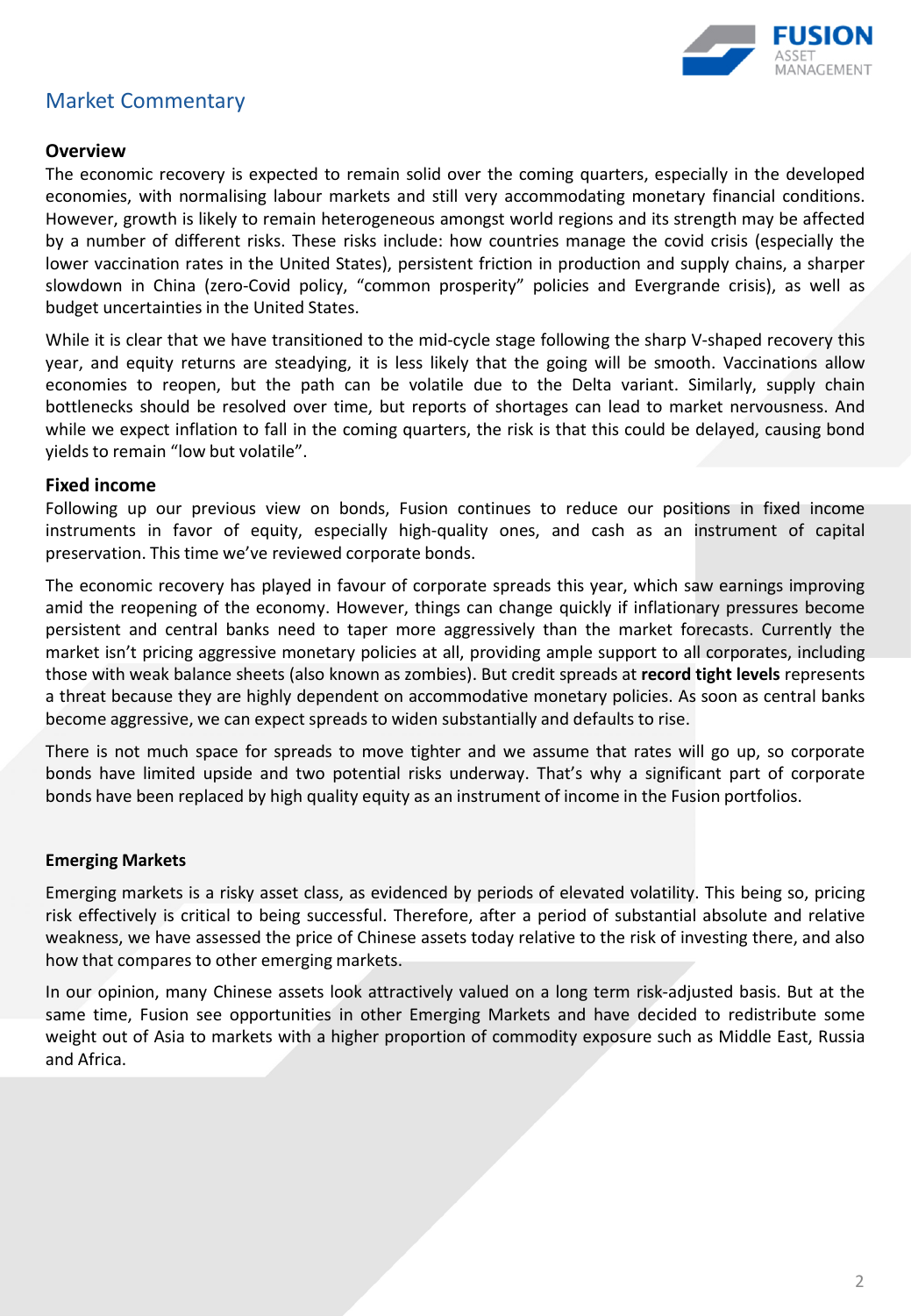## Market Commentary

### Overview

The economic recovery is expected to remain solid over the coming quarters, especially in the developed economies, with normalising labour markets and still very accommodating monetary financial conditions. However, growth is likely to remain heterogeneous amongst world regions and its strength may be affected by a number of different risks. These risks include: how countries manage the covid crisis (especially the lower vaccination rates in the United States), persistent friction in production and supply chains, a sharper slowdown in China (zero-Covid policy, “common prosperity” policies and Evergrande crisis), as well as budget uncertainties in the United States.

While it is clear that we have transitioned to the mid-cycle stage following the sharp V-shaped recovery this year, and equity returns are steadying, it is less likely that the going will be smooth. Vaccinations allow economies to reopen, but the path can be volatile due to the Delta variant. Similarly, supply chain bottlenecks should be resolved over time, but reports of shortages can lead to market nervousness. And while we expect inflation to fall in the coming quarters, the risk is that this could be delayed, causing bond yields to remain “low but volatile”.

### Fixed income

Following up our previous view on bonds, Fusion continues to reduce our positions in fixed income instruments in favor of equity, especially high-quality ones, and cash as an instrument of capital preservation. This time we’ve reviewed corporate bonds.

The economic recovery has played in favour of corporate spreads this year, which saw earnings improving amid the reopening of the economy. However, things can change quickly if inflationary pressures become persistent and central banks need to taper more aggressively than the market forecasts. Currently the market isn’t pricing aggressive monetary policies at all, providing ample support to all corporates, including those with weak balance sheets (also known as zombies). But credit spreads at **record tight levels** represents a threat because they are highly dependent on accommodative monetary policies. As soon as central banks become aggressive, we can expect spreads to widen substantially and defaults to rise.

There is not much space for spreads to move tighter and we assume that rates will go up, so corporate bonds have limited upside and two potential risks underway. That’s why a significant part of corporate bonds have been replaced by high quality equity as an instrument of income in the Fusion portfolios.

### Emerging Markets

Emerging markets is a risky asset class, as evidenced by periods of elevated volatility. This being so, pricing risk effectively is critical to being successful. Therefore, after a period of substantial absolute and relative weakness, we have assessed the price of Chinese assets today relative to the risk of investing there, and also how that compares to other emerging markets.

In our opinion, many Chinese assets look attractively valued on a long term risk-adjusted basis. But at the same time, Fusion see opportunities in other Emerging Markets and have decided to redistribute some weight out of Asia to markets with a higher proportion of commodity exposure such as Middle East, Russia and Africa.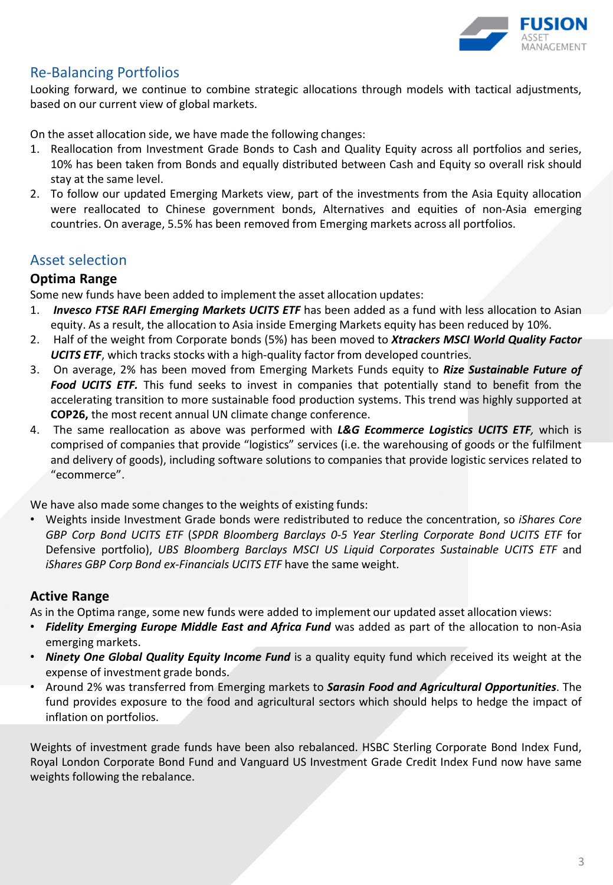## Re-Balancing Portfolios

Looking forward, we continue to combine strategic allocations through models with tactical adjustments, based on our current view of global markets.

On the asset allocation side, we have made the following changes:

1. Reallocation from Investment Grade Bonds to Cash and Quality Equity across all portfolios and series, 10% has been taken from Bonds and equally distributed between Cash and Equity so overall risk should stay at the same level.
2. To follow our updated Emerging Markets view, part of the investments from the Asia Equity allocation were reallocated to Chinese government bonds, Alternatives and equities of non-Asia emerging countries. On average, 5.5% has been removed from Emerging markets across all portfolios.

## Asset selection

### Optima Range

Some new funds have been added to implement the asset allocation updates:

1. ***Invesco FTSE RAFI Emerging Markets UCITS ETF*** has been added as a fund with less allocation to Asian equity. As a result, the allocation to Asia inside Emerging Markets equity has been reduced by 10%.
2. Half of the weight from Corporate bonds (5%) has been moved to ***Xtrackers MSCI World Quality Factor UCITS ETF***, which tracks stocks with a high-quality factor from developed countries.
3. On average, 2% has been moved from Emerging Markets Funds equity to ***Rize Sustainable Future of Food UCITS ETF.*** This fund seeks to invest in companies that potentially stand to benefit from the accelerating transition to more sustainable food production systems. This trend was highly supported at **COP26,** the most recent annual UN climate change conference.
4. The same reallocation as above was performed with ***L&G Ecommerce Logistics UCITS ETF,*** which is comprised of companies that provide "logistics" services (i.e. the warehousing of goods or the fulfilment and delivery of goods), including software solutions to companies that provide logistic services related to "ecommerce".

We have also made some changes to the weights of existing funds:

- Weights inside Investment Grade bonds were redistributed to reduce the concentration, so *iShares Core GBP Corp Bond UCITS ETF* (*SPDR Bloomberg Barclays 0-5 Year Sterling Corporate Bond UCITS ETF* for Defensive portfolio), *UBS Bloomberg Barclays MSCI US Liquid Corporates Sustainable UCITS ETF* and *iShares GBP Corp Bond ex-Financials UCITS ETF* have the same weight.

### Active Range

As in the Optima range, some new funds were added to implement our updated asset allocation views:

- ***Fidelity Emerging Europe Middle East and Africa Fund*** was added as part of the allocation to non-Asia emerging markets.
- ***Ninety One Global Quality Equity Income Fund*** is a quality equity fund which received its weight at the expense of investment grade bonds.
- Around 2% was transferred from Emerging markets to ***Sarasin Food and Agricultural Opportunities***. The fund provides exposure to the food and agricultural sectors which should helps to hedge the impact of inflation on portfolios.

Weights of investment grade funds have been also rebalanced. HSBC Sterling Corporate Bond Index Fund, Royal London Corporate Bond Fund and Vanguard US Investment Grade Credit Index Fund now have same weights following the rebalance.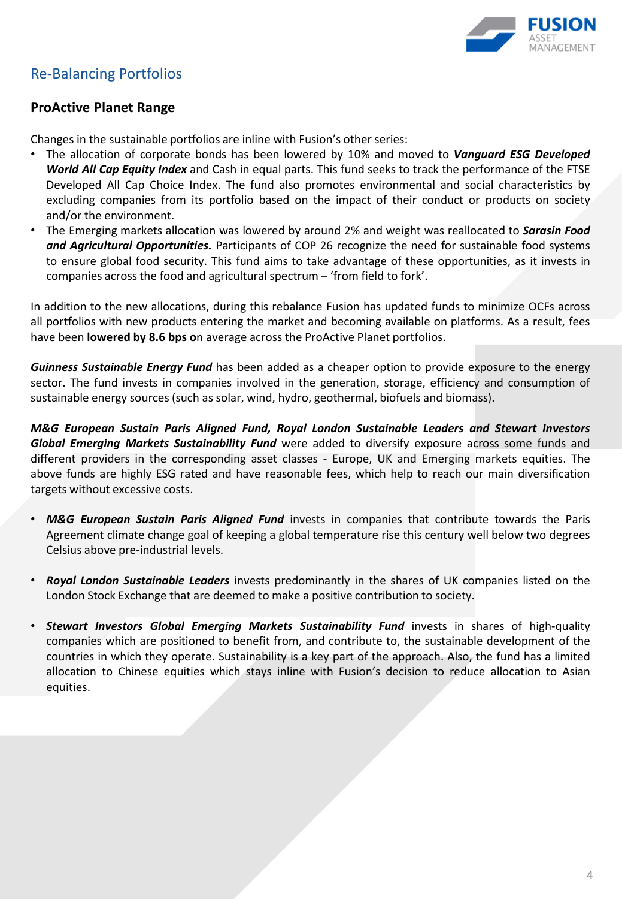## Re-Balancing Portfolios

### ProActive Planet Range

Changes in the sustainable portfolios are inline with Fusion's other series:

- The allocation of corporate bonds has been lowered by 10% and moved to ***Vanguard ESG Developed World All Cap Equity Index*** and Cash in equal parts. This fund seeks to track the performance of the FTSE Developed All Cap Choice Index. The fund also promotes environmental and social characteristics by excluding companies from its portfolio based on the impact of their conduct or products on society and/or the environment.
- The Emerging markets allocation was lowered by around 2% and weight was reallocated to ***Sarasin Food and Agricultural Opportunities.*** Participants of COP 26 recognize the need for sustainable food systems to ensure global food security. This fund aims to take advantage of these opportunities, as it invests in companies across the food and agricultural spectrum – 'from field to fork'.

In addition to the new allocations, during this rebalance Fusion has updated funds to minimize OCFs across all portfolios with new products entering the market and becoming available on platforms. As a result, fees have been **lowered by 8.6 bps o**n average across the ProActive Planet portfolios.

***Guinness Sustainable Energy Fund*** has been added as a cheaper option to provide exposure to the energy sector. The fund invests in companies involved in the generation, storage, efficiency and consumption of sustainable energy sources (such as solar, wind, hydro, geothermal, biofuels and biomass).

***M&G European Sustain Paris Aligned Fund, Royal London Sustainable Leaders and Stewart Investors Global Emerging Markets Sustainability Fund*** were added to diversify exposure across some funds and different providers in the corresponding asset classes - Europe, UK and Emerging markets equities. The above funds are highly ESG rated and have reasonable fees, which help to reach our main diversification targets without excessive costs.

- ***M&G European Sustain Paris Aligned Fund*** invests in companies that contribute towards the Paris Agreement climate change goal of keeping a global temperature rise this century well below two degrees Celsius above pre-industrial levels.

- ***Royal London Sustainable Leaders*** invests predominantly in the shares of UK companies listed on the London Stock Exchange that are deemed to make a positive contribution to society.

- ***Stewart Investors Global Emerging Markets Sustainability Fund*** invests in shares of high-quality companies which are positioned to benefit from, and contribute to, the sustainable development of the countries in which they operate. Sustainability is a key part of the approach. Also, the fund has a limited allocation to Chinese equities which stays inline with Fusion's decision to reduce allocation to Asian equities.